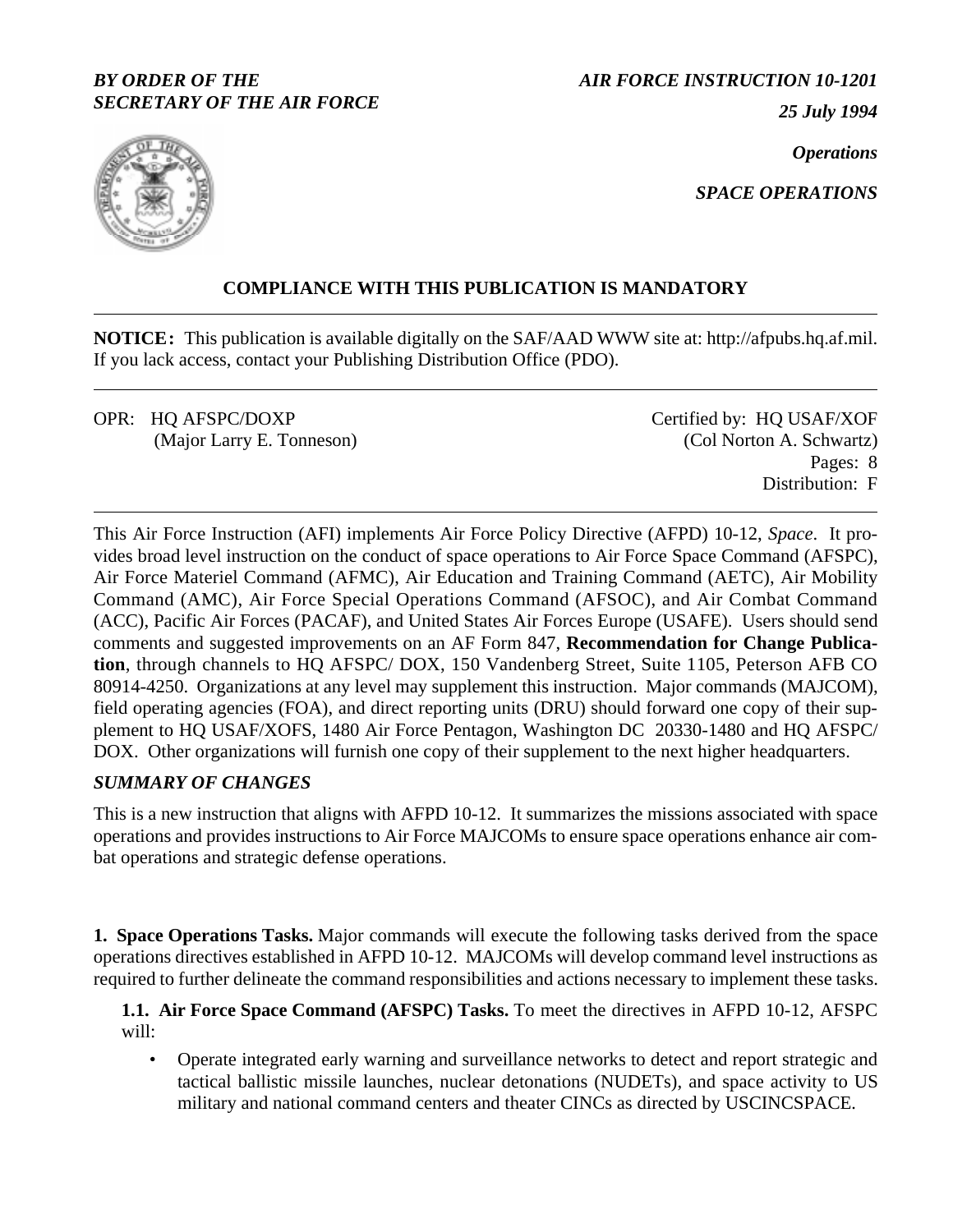*BY ORDER OF THE SECRETARY OF THE AIR FORCE*

*AIR FORCE INSTRUCTION 10-1201*

*25 July 1994*

*Operations*

*SPACE OPERATIONS*

**COMPLIANCE WITH THIS PUBLICATION IS MANDATORY**

---

**NOTICE:** This publication is available digitally on the SAF/AAD WWW site at: http://afpubs.hq.af.mil. If you lack access, contact your Publishing Distribution Office (PDO).

---

OPR: HQ AFSPC/DOXP (Major Larry E. Tonneson)

Certified by: HQ USAF/XOF (Col Norton A. Schwartz)

Pages: 8

Distribution: F

---

This Air Force Instruction (AFI) implements Air Force Policy Directive (AFPD) 10-12, *Space*. It provides broad level instruction on the conduct of space operations to Air Force Space Command (AFSPC), Air Force Materiel Command (AFMC), Air Education and Training Command (AETC), Air Mobility Command (AMC), Air Force Special Operations Command (AFSOC), and Air Combat Command (ACC), Pacific Air Forces (PACAF), and United States Air Forces Europe (USAFE). Users should send comments and suggested improvements on an AF Form 847, **Recommendation for Change Publication**, through channels to HQ AFSPC/ DOX, 150 Vandenberg Street, Suite 1105, Peterson AFB CO 80914-4250. Organizations at any level may supplement this instruction. Major commands (MAJCOM), field operating agencies (FOA), and direct reporting units (DRU) should forward one copy of their supplement to HQ USAF/XOFS, 1480 Air Force Pentagon, Washington DC 20330-1480 and HQ AFSPC/ DOX. Other organizations will furnish one copy of their supplement to the next higher headquarters.

***SUMMARY OF CHANGES***

This is a new instruction that aligns with AFPD 10-12. It summarizes the missions associated with space operations and provides instructions to Air Force MAJCOMs to ensure space operations enhance air combat operations and strategic defense operations.

**1. Space Operations Tasks.** Major commands will execute the following tasks derived from the space operations directives established in AFPD 10-12. MAJCOMs will develop command level instructions as required to further delineate the command responsibilities and actions necessary to implement these tasks.

**1.1. Air Force Space Command (AFSPC) Tasks.** To meet the directives in AFPD 10-12, AFSPC will:

- Operate integrated early warning and surveillance networks to detect and report strategic and tactical ballistic missile launches, nuclear detonations (NUDETs), and space activity to US military and national command centers and theater CINCs as directed by USCINCSPACE.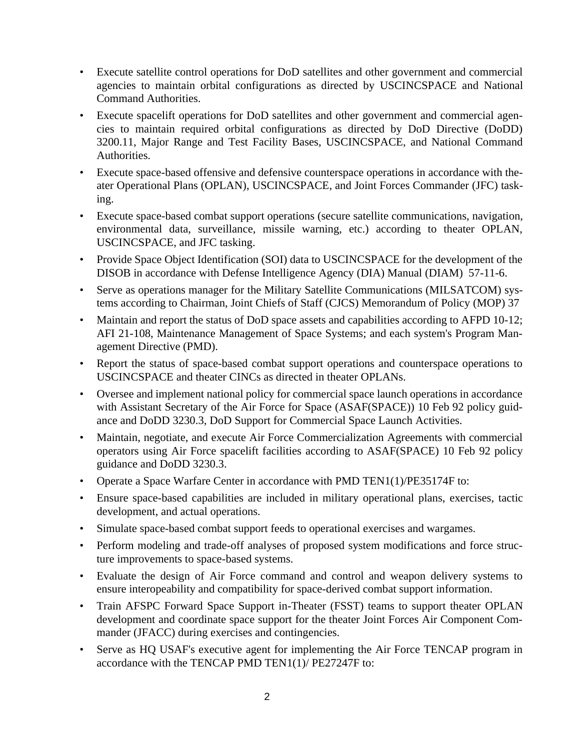- Execute satellite control operations for DoD satellites and other government and commercial agencies to maintain orbital configurations as directed by USCINCSPACE and National Command Authorities.
- Execute spacelift operations for DoD satellites and other government and commercial agencies to maintain required orbital configurations as directed by DoD Directive (DoDD) 3200.11, Major Range and Test Facility Bases, USCINCSPACE, and National Command Authorities.
- Execute space-based offensive and defensive counterspace operations in accordance with theater Operational Plans (OPLAN), USCINCSPACE, and Joint Forces Commander (JFC) tasking.
- Execute space-based combat support operations (secure satellite communications, navigation, environmental data, surveillance, missile warning, etc.) according to theater OPLAN, USCINCSPACE, and JFC tasking.
- Provide Space Object Identification (SOI) data to USCINCSPACE for the development of the DISOB in accordance with Defense Intelligence Agency (DIA) Manual (DIAM) 57-11-6.
- Serve as operations manager for the Military Satellite Communications (MILSATCOM) systems according to Chairman, Joint Chiefs of Staff (CJCS) Memorandum of Policy (MOP) 37
- Maintain and report the status of DoD space assets and capabilities according to AFPD 10-12; AFI 21-108, Maintenance Management of Space Systems; and each system's Program Management Directive (PMD).
- Report the status of space-based combat support operations and counterspace operations to USCINCSPACE and theater CINCs as directed in theater OPLANs.
- Oversee and implement national policy for commercial space launch operations in accordance with Assistant Secretary of the Air Force for Space (ASAF(SPACE)) 10 Feb 92 policy guidance and DoDD 3230.3, DoD Support for Commercial Space Launch Activities.
- Maintain, negotiate, and execute Air Force Commercialization Agreements with commercial operators using Air Force spacelift facilities according to ASAF(SPACE) 10 Feb 92 policy guidance and DoDD 3230.3.
- Operate a Space Warfare Center in accordance with PMD TEN1(1)/PE35174F to:
- Ensure space-based capabilities are included in military operational plans, exercises, tactic development, and actual operations.
- Simulate space-based combat support feeds to operational exercises and wargames.
- Perform modeling and trade-off analyses of proposed system modifications and force structure improvements to space-based systems.
- Evaluate the design of Air Force command and control and weapon delivery systems to ensure interopeability and compatibility for space-derived combat support information.
- Train AFSPC Forward Space Support in-Theater (FSST) teams to support theater OPLAN development and coordinate space support for the theater Joint Forces Air Component Commander (JFACC) during exercises and contingencies.
- Serve as HQ USAF's executive agent for implementing the Air Force TENCAP program in accordance with the TENCAP PMD TEN1(1)/ PE27247F to: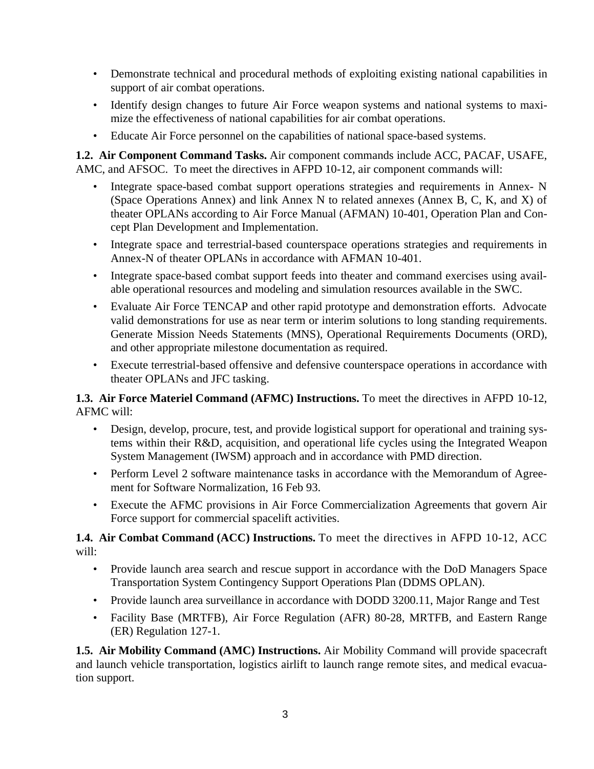- Demonstrate technical and procedural methods of exploiting existing national capabilities in support of air combat operations.
- Identify design changes to future Air Force weapon systems and national systems to maximize the effectiveness of national capabilities for air combat operations.
- Educate Air Force personnel on the capabilities of national space-based systems.

**1.2. Air Component Command Tasks.** Air component commands include ACC, PACAF, USAFE, AMC, and AFSOC. To meet the directives in AFPD 10-12, air component commands will:

- Integrate space-based combat support operations strategies and requirements in Annex- N (Space Operations Annex) and link Annex N to related annexes (Annex B, C, K, and X) of theater OPLANs according to Air Force Manual (AFMAN) 10-401, Operation Plan and Concept Plan Development and Implementation.
- Integrate space and terrestrial-based counterspace operations strategies and requirements in Annex-N of theater OPLANs in accordance with AFMAN 10-401.
- Integrate space-based combat support feeds into theater and command exercises using available operational resources and modeling and simulation resources available in the SWC.
- Evaluate Air Force TENCAP and other rapid prototype and demonstration efforts. Advocate valid demonstrations for use as near term or interim solutions to long standing requirements. Generate Mission Needs Statements (MNS), Operational Requirements Documents (ORD), and other appropriate milestone documentation as required.
- Execute terrestrial-based offensive and defensive counterspace operations in accordance with theater OPLANs and JFC tasking.

**1.3. Air Force Materiel Command (AFMC) Instructions.** To meet the directives in AFPD 10-12, AFMC will:

- Design, develop, procure, test, and provide logistical support for operational and training systems within their R&D, acquisition, and operational life cycles using the Integrated Weapon System Management (IWSM) approach and in accordance with PMD direction.
- Perform Level 2 software maintenance tasks in accordance with the Memorandum of Agreement for Software Normalization, 16 Feb 93.
- Execute the AFMC provisions in Air Force Commercialization Agreements that govern Air Force support for commercial spacelift activities.

**1.4. Air Combat Command (ACC) Instructions.** To meet the directives in AFPD 10-12, ACC will:

- Provide launch area search and rescue support in accordance with the DoD Managers Space Transportation System Contingency Support Operations Plan (DDMS OPLAN).
- Provide launch area surveillance in accordance with DODD 3200.11, Major Range and Test
- Facility Base (MRTFB), Air Force Regulation (AFR) 80-28, MRTFB, and Eastern Range (ER) Regulation 127-1.

**1.5. Air Mobility Command (AMC) Instructions.** Air Mobility Command will provide spacecraft and launch vehicle transportation, logistics airlift to launch range remote sites, and medical evacuation support.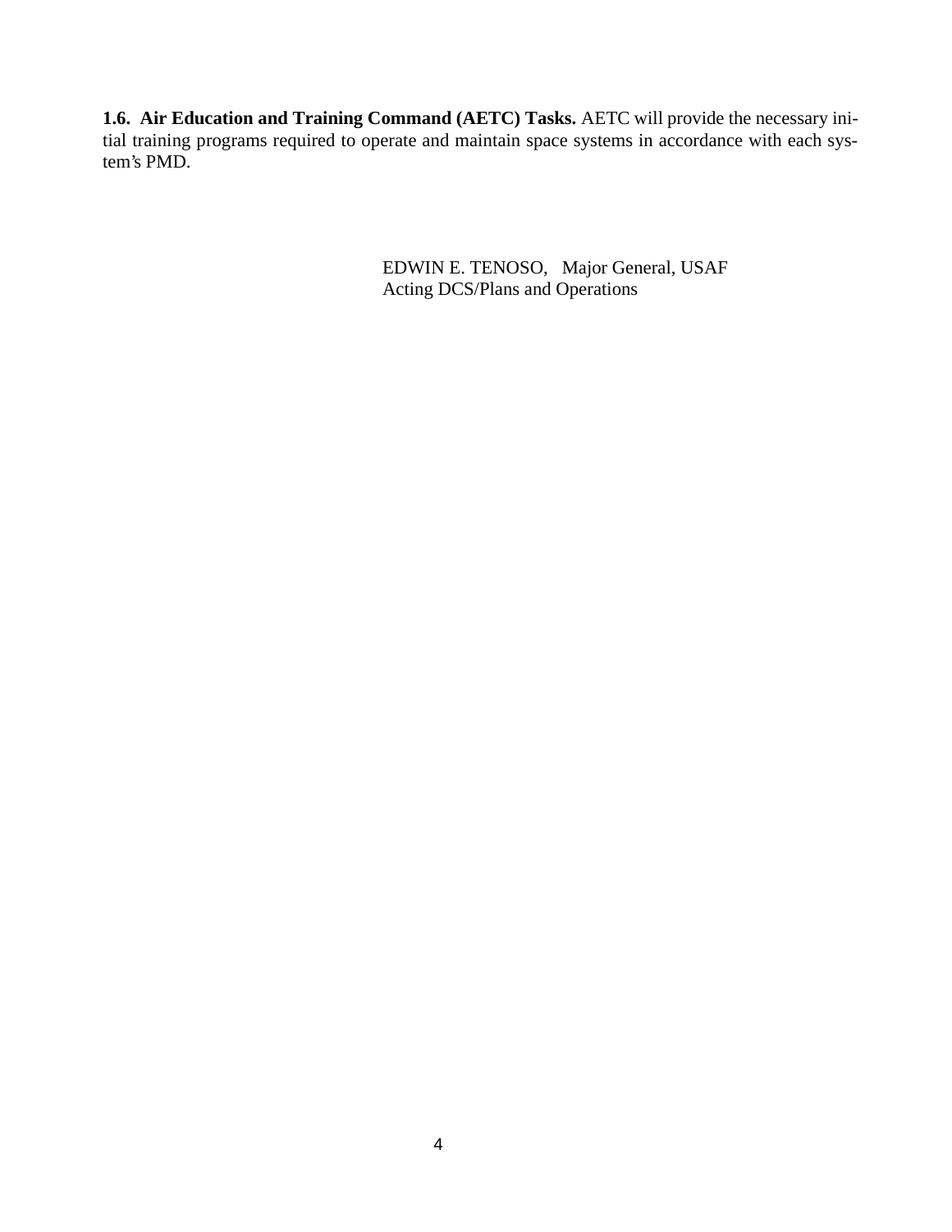**1.6. Air Education and Training Command (AETC) Tasks.** AETC will provide the necessary initial training programs required to operate and maintain space systems in accordance with each system's PMD.

EDWIN E. TENOSO, Major General, USAF
Acting DCS/Plans and Operations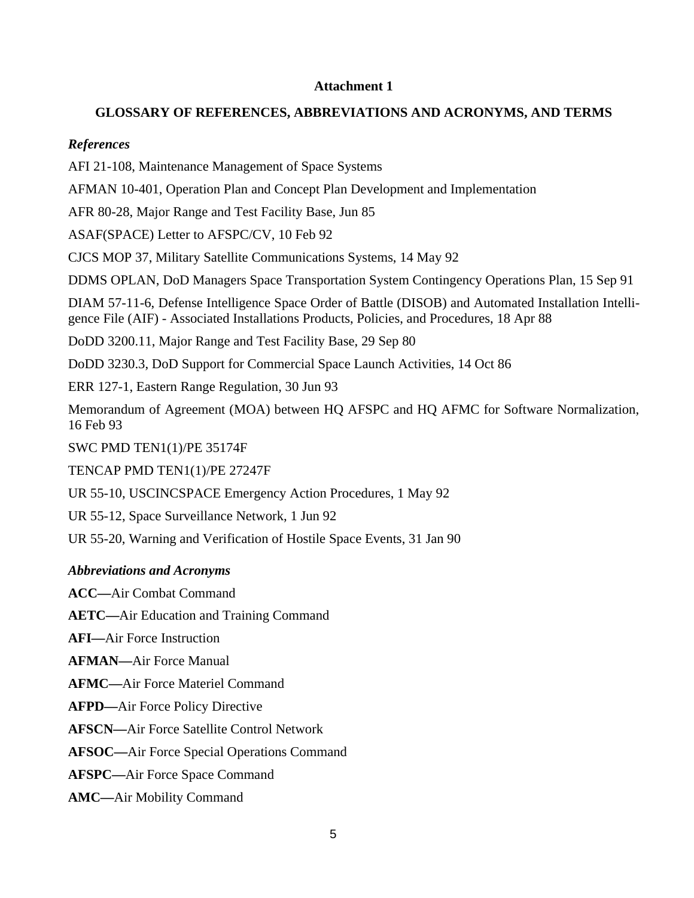**Attachment 1**

**GLOSSARY OF REFERENCES, ABBREVIATIONS AND ACRONYMS, AND TERMS**

***References***

AFI 21-108, Maintenance Management of Space Systems

AFMAN 10-401, Operation Plan and Concept Plan Development and Implementation

AFR 80-28, Major Range and Test Facility Base, Jun 85

ASAF(SPACE) Letter to AFSPC/CV, 10 Feb 92

CJCS MOP 37, Military Satellite Communications Systems, 14 May 92

DDMS OPLAN, DoD Managers Space Transportation System Contingency Operations Plan, 15 Sep 91

DIAM 57-11-6, Defense Intelligence Space Order of Battle (DISOB) and Automated Installation Intelligence File (AIF) - Associated Installations Products, Policies, and Procedures, 18 Apr 88

DoDD 3200.11, Major Range and Test Facility Base, 29 Sep 80

DoDD 3230.3, DoD Support for Commercial Space Launch Activities, 14 Oct 86

ERR 127-1, Eastern Range Regulation, 30 Jun 93

Memorandum of Agreement (MOA) between HQ AFSPC and HQ AFMC for Software Normalization, 16 Feb 93

SWC PMD TEN1(1)/PE 35174F

TENCAP PMD TEN1(1)/PE 27247F

UR 55-10, USCINCSPACE Emergency Action Procedures, 1 May 92

UR 55-12, Space Surveillance Network, 1 Jun 92

UR 55-20, Warning and Verification of Hostile Space Events, 31 Jan 90

***Abbreviations and Acronyms***

**ACC—**Air Combat Command

**AETC—**Air Education and Training Command

**AFI—**Air Force Instruction

**AFMAN—**Air Force Manual

**AFMC—**Air Force Materiel Command

**AFPD—**Air Force Policy Directive

**AFSCN—**Air Force Satellite Control Network

**AFSOC—**Air Force Special Operations Command

**AFSPC—**Air Force Space Command

**AMC—**Air Mobility Command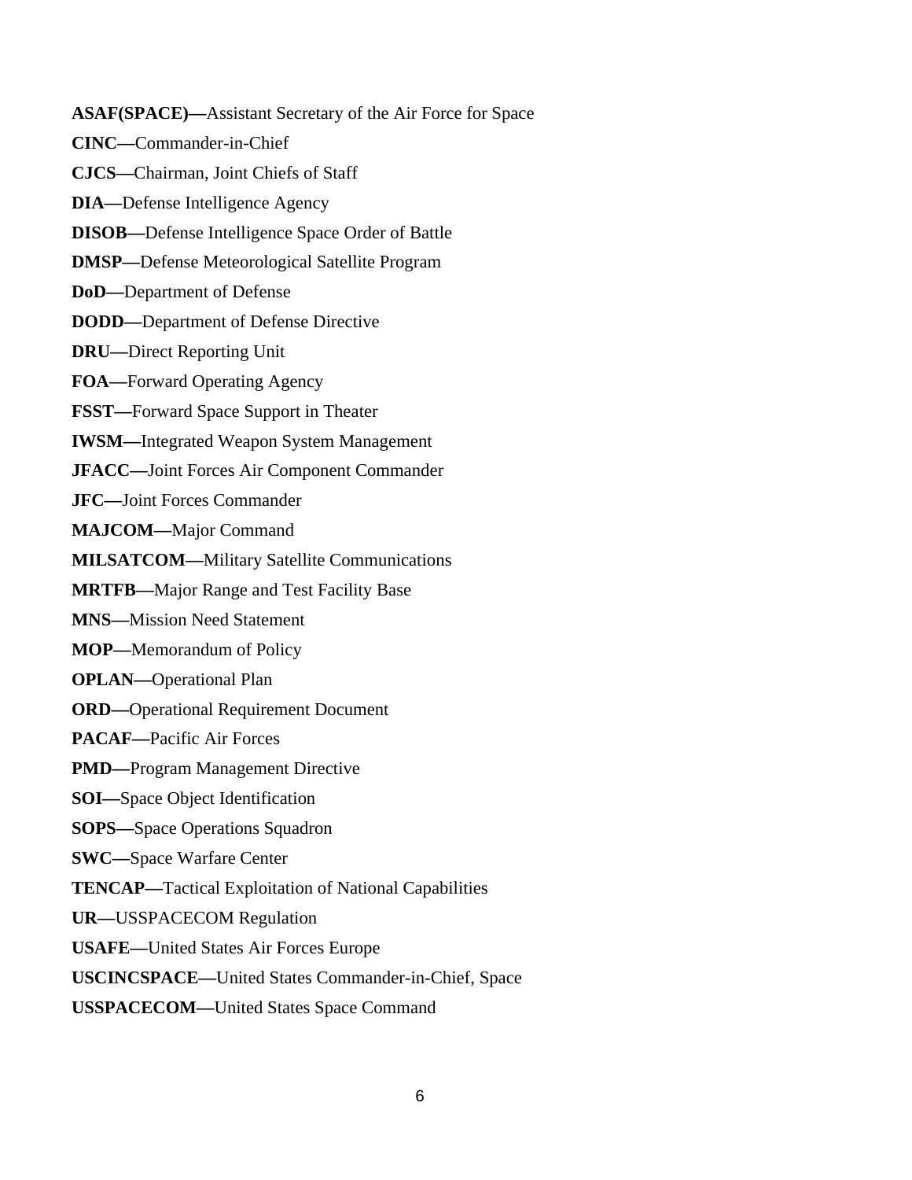**ASAF(SPACE)—**Assistant Secretary of the Air Force for Space

**CINC—**Commander-in-Chief

**CJCS—**Chairman, Joint Chiefs of Staff

**DIA—**Defense Intelligence Agency

**DISOB—**Defense Intelligence Space Order of Battle

**DMSP—**Defense Meteorological Satellite Program

**DoD—**Department of Defense

**DODD—**Department of Defense Directive

**DRU—**Direct Reporting Unit

**FOA—**Forward Operating Agency

**FSST—**Forward Space Support in Theater

**IWSM—**Integrated Weapon System Management

**JFACC—**Joint Forces Air Component Commander

**JFC—**Joint Forces Commander

**MAJCOM—**Major Command

**MILSATCOM—**Military Satellite Communications

**MRTFB—**Major Range and Test Facility Base

**MNS—**Mission Need Statement

**MOP—**Memorandum of Policy

**OPLAN—**Operational Plan

**ORD—**Operational Requirement Document

**PACAF—**Pacific Air Forces

**PMD—**Program Management Directive

**SOI—**Space Object Identification

**SOPS—**Space Operations Squadron

**SWC—**Space Warfare Center

**TENCAP—**Tactical Exploitation of National Capabilities

**UR—**USSPACECOM Regulation

**USAFE—**United States Air Forces Europe

**USCINCSPACE—**United States Commander-in-Chief, Space

**USSPACECOM—**United States Space Command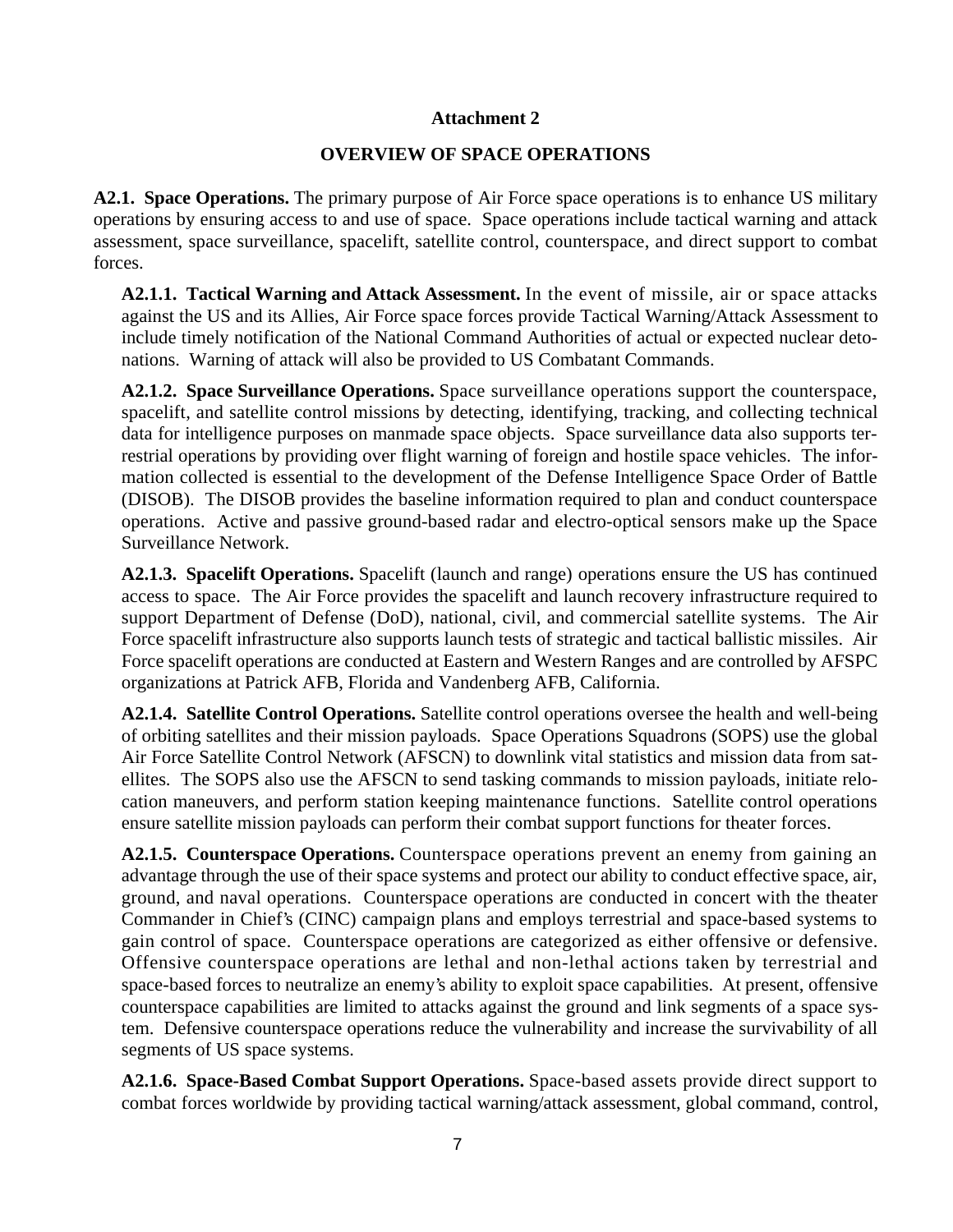**Attachment 2**

**OVERVIEW OF SPACE OPERATIONS**

**A2.1. Space Operations.** The primary purpose of Air Force space operations is to enhance US military operations by ensuring access to and use of space. Space operations include tactical warning and attack assessment, space surveillance, spacelift, satellite control, counterspace, and direct support to combat forces.

**A2.1.1. Tactical Warning and Attack Assessment.** In the event of missile, air or space attacks against the US and its Allies, Air Force space forces provide Tactical Warning/Attack Assessment to include timely notification of the National Command Authorities of actual or expected nuclear detonations. Warning of attack will also be provided to US Combatant Commands.

**A2.1.2. Space Surveillance Operations.** Space surveillance operations support the counterspace, spacelift, and satellite control missions by detecting, identifying, tracking, and collecting technical data for intelligence purposes on manmade space objects. Space surveillance data also supports terrestrial operations by providing over flight warning of foreign and hostile space vehicles. The information collected is essential to the development of the Defense Intelligence Space Order of Battle (DISOB). The DISOB provides the baseline information required to plan and conduct counterspace operations. Active and passive ground-based radar and electro-optical sensors make up the Space Surveillance Network.

**A2.1.3. Spacelift Operations.** Spacelift (launch and range) operations ensure the US has continued access to space. The Air Force provides the spacelift and launch recovery infrastructure required to support Department of Defense (DoD), national, civil, and commercial satellite systems. The Air Force spacelift infrastructure also supports launch tests of strategic and tactical ballistic missiles. Air Force spacelift operations are conducted at Eastern and Western Ranges and are controlled by AFSPC organizations at Patrick AFB, Florida and Vandenberg AFB, California.

**A2.1.4. Satellite Control Operations.** Satellite control operations oversee the health and well-being of orbiting satellites and their mission payloads. Space Operations Squadrons (SOPS) use the global Air Force Satellite Control Network (AFSCN) to downlink vital statistics and mission data from satellites. The SOPS also use the AFSCN to send tasking commands to mission payloads, initiate relocation maneuvers, and perform station keeping maintenance functions. Satellite control operations ensure satellite mission payloads can perform their combat support functions for theater forces.

**A2.1.5. Counterspace Operations.** Counterspace operations prevent an enemy from gaining an advantage through the use of their space systems and protect our ability to conduct effective space, air, ground, and naval operations. Counterspace operations are conducted in concert with the theater Commander in Chief's (CINC) campaign plans and employs terrestrial and space-based systems to gain control of space. Counterspace operations are categorized as either offensive or defensive. Offensive counterspace operations are lethal and non-lethal actions taken by terrestrial and space-based forces to neutralize an enemy's ability to exploit space capabilities. At present, offensive counterspace capabilities are limited to attacks against the ground and link segments of a space system. Defensive counterspace operations reduce the vulnerability and increase the survivability of all segments of US space systems.

**A2.1.6. Space-Based Combat Support Operations.** Space-based assets provide direct support to combat forces worldwide by providing tactical warning/attack assessment, global command, control,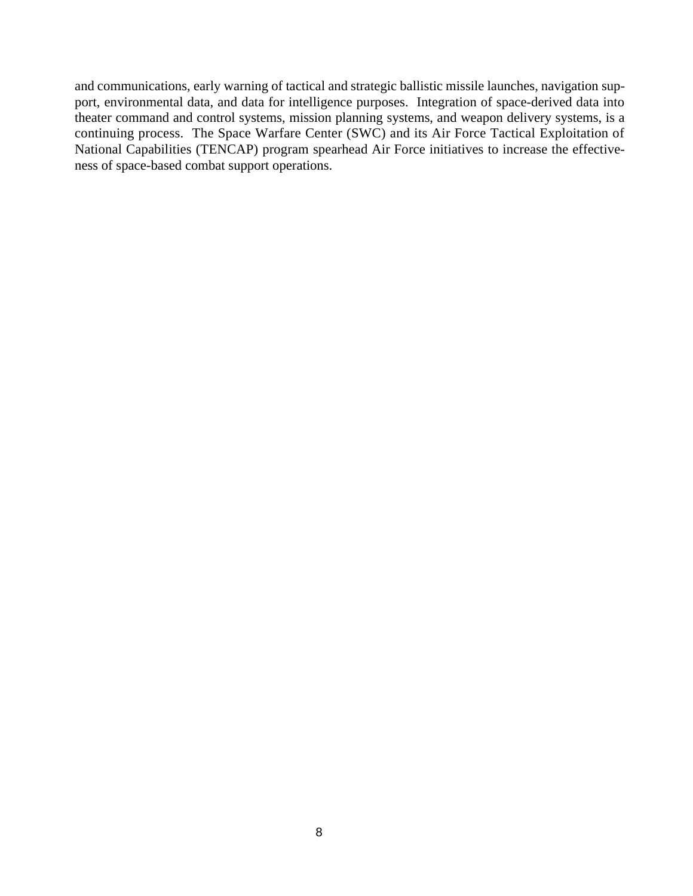and communications, early warning of tactical and strategic ballistic missile launches, navigation support, environmental data, and data for intelligence purposes. Integration of space-derived data into theater command and control systems, mission planning systems, and weapon delivery systems, is a continuing process. The Space Warfare Center (SWC) and its Air Force Tactical Exploitation of National Capabilities (TENCAP) program spearhead Air Force initiatives to increase the effectiveness of space-based combat support operations.